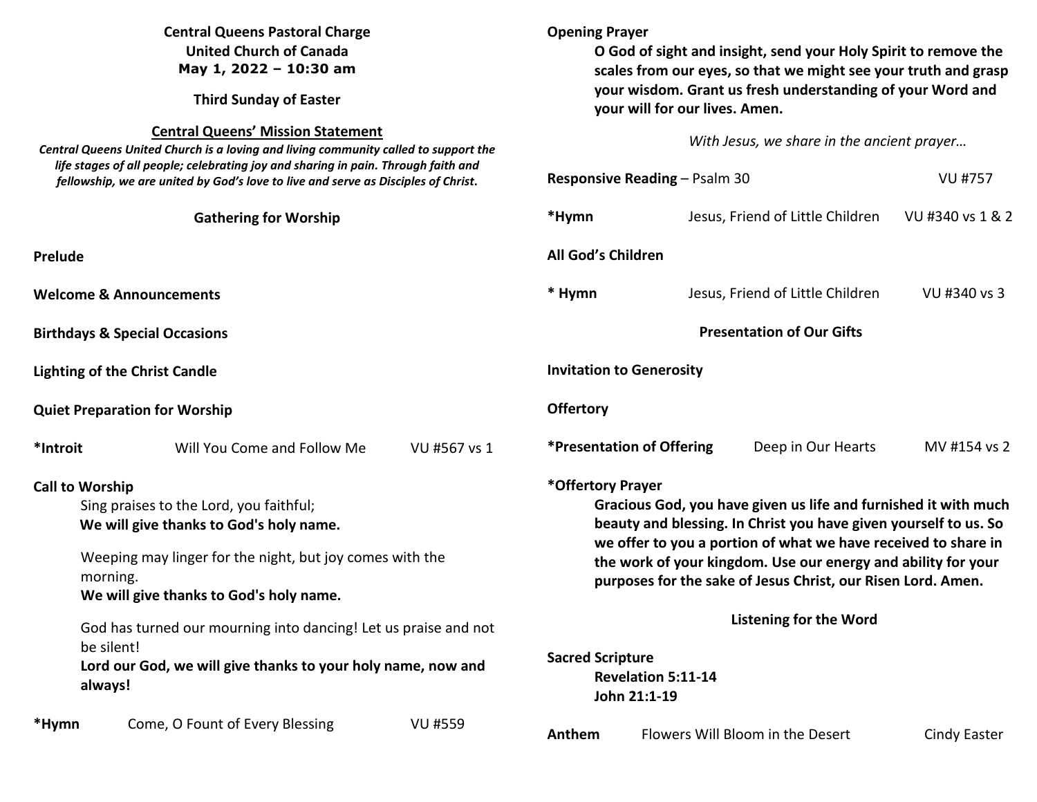**Central Queens Pastoral Charge**
**United Church of Canada**
**May 1, 2022 – 10:30 am**

**Third Sunday of Easter**

**Central Queens' Mission Statement**

***Central Queens United Church is a loving and living community called to support the life stages of all people; celebrating joy and sharing in pain. Through faith and fellowship, we are united by God's love to live and serve as Disciples of Christ.***

## Gathering for Worship

**Prelude**

**Welcome & Announcements**

**Birthdays & Special Occasions**

**Lighting of the Christ Candle**

**Quiet Preparation for Worship**

**\*Introit** Will You Come and Follow Me VU #567 vs 1

**Call to Worship**

Sing praises to the Lord, you faithful;
**We will give thanks to God's holy name.**

Weeping may linger for the night, but joy comes with the morning.
**We will give thanks to God's holy name.**

God has turned our mourning into dancing! Let us praise and not be silent!
**Lord our God, we will give thanks to your holy name, now and always!**

**\*Hymn** Come, O Fount of Every Blessing VU #559

**Opening Prayer**

**O God of sight and insight, send your Holy Spirit to remove the scales from our eyes, so that we might see your truth and grasp your wisdom. Grant us fresh understanding of your Word and your will for our lives. Amen.**

*With Jesus, we share in the ancient prayer…*

**Responsive Reading** – Psalm 30 VU #757

**\*Hymn** Jesus, Friend of Little Children VU #340 vs 1 & 2

**All God's Children**

**\* Hymn** Jesus, Friend of Little Children VU #340 vs 3

## Presentation of Our Gifts

**Invitation to Generosity**

**Offertory**

**\*Presentation of Offering** Deep in Our Hearts MV #154 vs 2

**\*Offertory Prayer**

**Gracious God, you have given us life and furnished it with much beauty and blessing. In Christ you have given yourself to us. So we offer to you a portion of what we have received to share in the work of your kingdom. Use our energy and ability for your purposes for the sake of Jesus Christ, our Risen Lord. Amen.**

## Listening for the Word

**Sacred Scripture**

**Revelation 5:11-14**
**John 21:1-19**

**Anthem** Flowers Will Bloom in the Desert Cindy Easter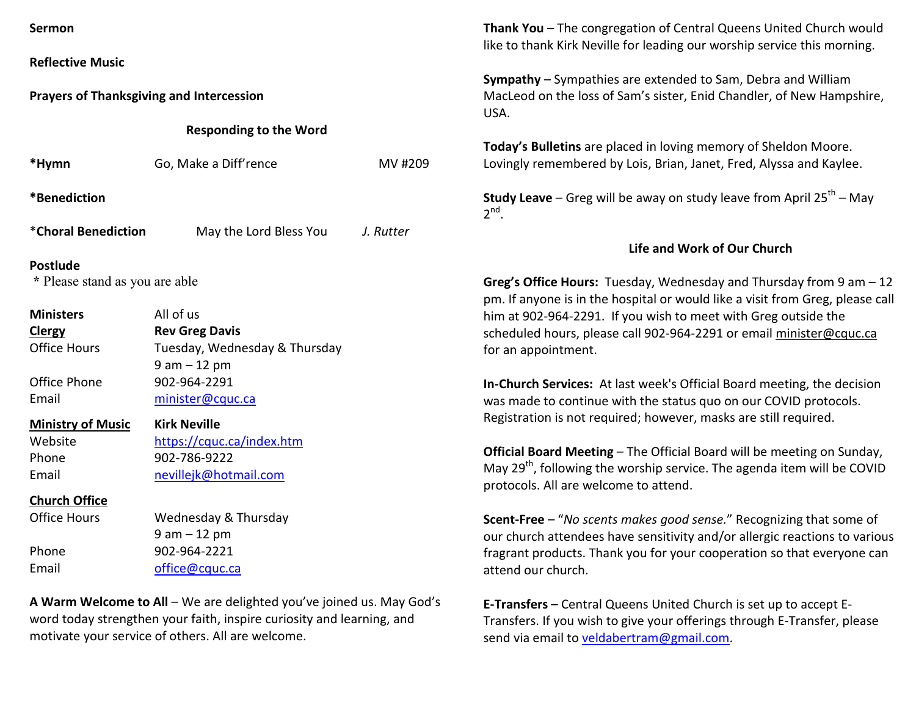**Sermon**

**Reflective Music**

**Prayers of Thanksgiving and Intercession**

## Responding to the Word

| | | |
|---|---|---|
| ***Hymn** | Go, Make a Diff'rence | MV #209 |
| ***Benediction** | | |
| ***Choral Benediction** | May the Lord Bless You | *J. Rutter* |

**Postlude**

\* Please stand as you are able

| | |
|---|---|
| **Ministers** | All of us |
| **Clergy** | **Rev Greg Davis** |
| Office Hours | Tuesday, Wednesday & Thursday 9 am – 12 pm |
| Office Phone | 902-964-2291 |
| Email | minister@cquc.ca |
| **Ministry of Music** | **Kirk Neville** |
| Website | https://cquc.ca/index.htm |
| Phone | 902-786-9222 |
| Email | nevillejk@hotmail.com |
| **Church Office** | |
| Office Hours | Wednesday & Thursday 9 am – 12 pm |
| Phone | 902-964-2221 |
| Email | office@cquc.ca |

**A Warm Welcome to All** – We are delighted you've joined us. May God's word today strengthen your faith, inspire curiosity and learning, and motivate your service of others. All are welcome.

**Thank You** – The congregation of Central Queens United Church would like to thank Kirk Neville for leading our worship service this morning.

**Sympathy** – Sympathies are extended to Sam, Debra and William MacLeod on the loss of Sam's sister, Enid Chandler, of New Hampshire, USA.

**Today's Bulletins** are placed in loving memory of Sheldon Moore. Lovingly remembered by Lois, Brian, Janet, Fred, Alyssa and Kaylee.

**Study Leave** – Greg will be away on study leave from April 25th – May 2nd.

## Life and Work of Our Church

**Greg's Office Hours:** Tuesday, Wednesday and Thursday from 9 am – 12 pm. If anyone is in the hospital or would like a visit from Greg, please call him at 902-964-2291. If you wish to meet with Greg outside the scheduled hours, please call 902-964-2291 or email minister@cquc.ca for an appointment.

**In-Church Services:** At last week's Official Board meeting, the decision was made to continue with the status quo on our COVID protocols. Registration is not required; however, masks are still required.

**Official Board Meeting** – The Official Board will be meeting on Sunday, May 29th, following the worship service. The agenda item will be COVID protocols. All are welcome to attend.

**Scent-Free** – "*No scents makes good sense.*" Recognizing that some of our church attendees have sensitivity and/or allergic reactions to various fragrant products. Thank you for your cooperation so that everyone can attend our church.

**E-Transfers** – Central Queens United Church is set up to accept E-Transfers. If you wish to give your offerings through E-Transfer, please send via email to veldabertram@gmail.com.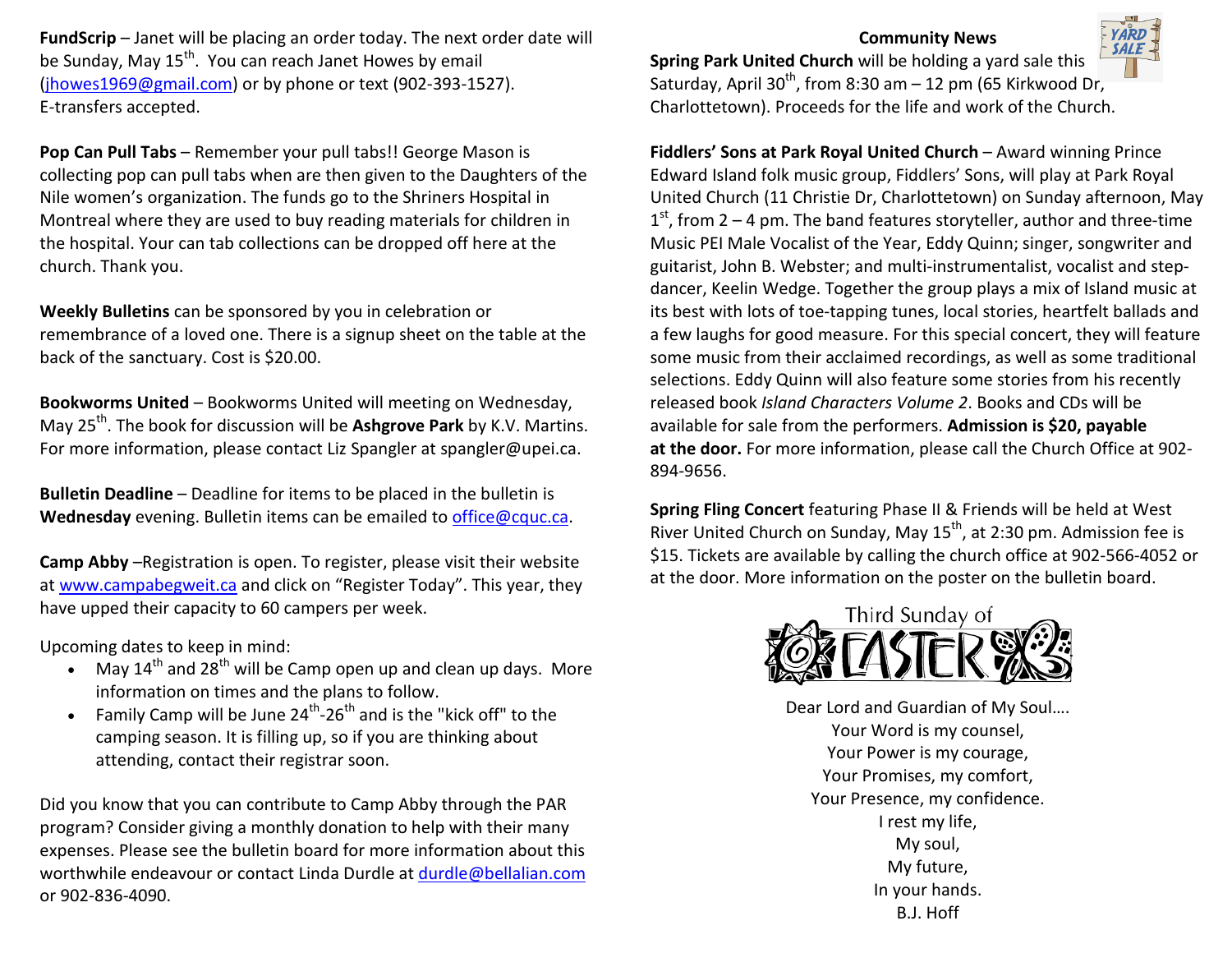**FundScrip** – Janet will be placing an order today. The next order date will be Sunday, May 15th. You can reach Janet Howes by email (jhowes1969@gmail.com) or by phone or text (902-393-1527). E-transfers accepted.

**Pop Can Pull Tabs** – Remember your pull tabs!! George Mason is collecting pop can pull tabs when are then given to the Daughters of the Nile women's organization. The funds go to the Shriners Hospital in Montreal where they are used to buy reading materials for children in the hospital. Your can tab collections can be dropped off here at the church. Thank you.

**Weekly Bulletins** can be sponsored by you in celebration or remembrance of a loved one. There is a signup sheet on the table at the back of the sanctuary. Cost is $20.00.

**Bookworms United** – Bookworms United will meeting on Wednesday, May 25th. The book for discussion will be **Ashgrove Park** by K.V. Martins. For more information, please contact Liz Spangler at spangler@upei.ca.

**Bulletin Deadline** – Deadline for items to be placed in the bulletin is **Wednesday** evening. Bulletin items can be emailed to office@cquc.ca.

**Camp Abby** –Registration is open. To register, please visit their website at www.campabegweit.ca and click on "Register Today". This year, they have upped their capacity to 60 campers per week.

Upcoming dates to keep in mind:

- May 14th and 28th will be Camp open up and clean up days. More information on times and the plans to follow.
- Family Camp will be June 24th-26th and is the "kick off" to the camping season. It is filling up, so if you are thinking about attending, contact their registrar soon.

Did you know that you can contribute to Camp Abby through the PAR program? Consider giving a monthly donation to help with their many expenses. Please see the bulletin board for more information about this worthwhile endeavour or contact Linda Durdle at durdle@bellalian.com or 902-836-4090.

## Community News

**Spring Park United Church** will be holding a yard sale this Saturday, April 30th, from 8:30 am – 12 pm (65 Kirkwood Dr, Charlottetown). Proceeds for the life and work of the Church.

**Fiddlers' Sons at Park Royal United Church** – Award winning Prince Edward Island folk music group, Fiddlers' Sons, will play at Park Royal United Church (11 Christie Dr, Charlottetown) on Sunday afternoon, May 1st, from 2 – 4 pm. The band features storyteller, author and three-time Music PEI Male Vocalist of the Year, Eddy Quinn; singer, songwriter and guitarist, John B. Webster; and multi-instrumentalist, vocalist and step-dancer, Keelin Wedge. Together the group plays a mix of Island music at its best with lots of toe-tapping tunes, local stories, heartfelt ballads and a few laughs for good measure. For this special concert, they will feature some music from their acclaimed recordings, as well as some traditional selections. Eddy Quinn will also feature some stories from his recently released book *Island Characters Volume 2*. Books and CDs will be available for sale from the performers. **Admission is $20, payable at the door.** For more information, please call the Church Office at 902-894-9656.

**Spring Fling Concert** featuring Phase II & Friends will be held at West River United Church on Sunday, May 15th, at 2:30 pm. Admission fee is $15. Tickets are available by calling the church office at 902-566-4052 or at the door. More information on the poster on the bulletin board.

Third Sunday of EASTER

Dear Lord and Guardian of My Soul….  
Your Word is my counsel,  
Your Power is my courage,  
Your Promises, my comfort,  
Your Presence, my confidence.  
I rest my life,  
My soul,  
My future,  
In your hands.  
B.J. Hoff